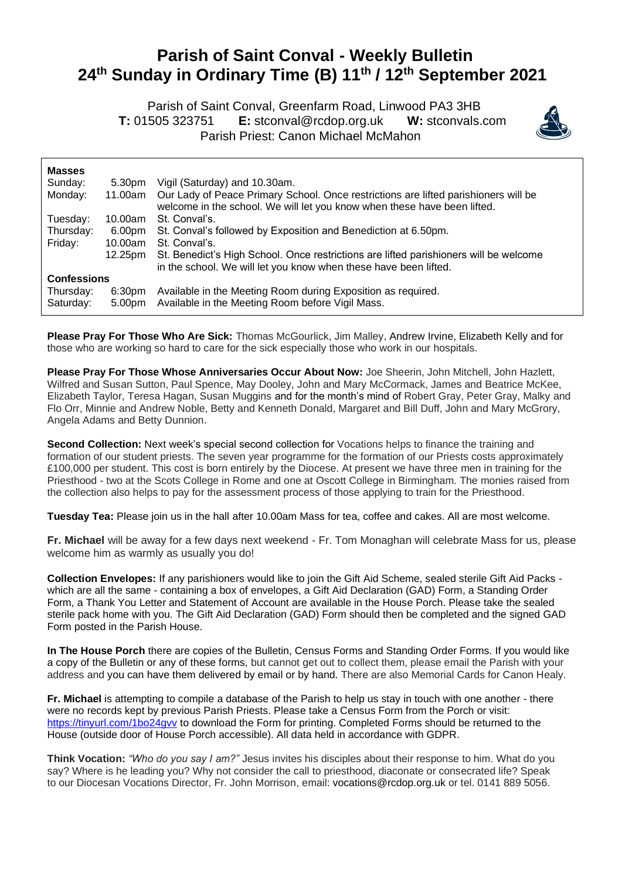# Parish of Saint Conval - Weekly Bulletin
# 24th Sunday in Ordinary Time (B) 11th / 12th September 2021

Parish of Saint Conval, Greenfarm Road, Linwood PA3 3HB
**T:** 01505 323751 **E:** stconval@rcdop.org.uk **W:** stconvals.com
Parish Priest: Canon Michael McMahon

| **Masses** | | |
|---|---|---|
| Sunday: | 5.30pm | Vigil (Saturday) and 10.30am. |
| Monday: | 11.00am | Our Lady of Peace Primary School. Once restrictions are lifted parishioners will be welcome in the school. We will let you know when these have been lifted. |
| Tuesday: | 10.00am | St. Conval's. |
| Thursday: | 6.00pm | St. Conval's followed by Exposition and Benediction at 6.50pm. |
| Friday: | 10.00am | St. Conval's. |
| | 12.25pm | St. Benedict's High School. Once restrictions are lifted parishioners will be welcome in the school. We will let you know when these have been lifted. |
| **Confessions** | | |
| Thursday: | 6:30pm | Available in the Meeting Room during Exposition as required. |
| Saturday: | 5.00pm | Available in the Meeting Room before Vigil Mass. |

**Please Pray For Those Who Are Sick:** Thomas McGourlick, Jim Malley, Andrew Irvine, Elizabeth Kelly and for those who are working so hard to care for the sick especially those who work in our hospitals.

**Please Pray For Those Whose Anniversaries Occur About Now:** Joe Sheerin, John Mitchell, John Hazlett, Wilfred and Susan Sutton, Paul Spence, May Dooley, John and Mary McCormack, James and Beatrice McKee, Elizabeth Taylor, Teresa Hagan, Susan Muggins and for the month's mind of Robert Gray, Peter Gray, Malky and Flo Orr, Minnie and Andrew Noble, Betty and Kenneth Donald, Margaret and Bill Duff, John and Mary McGrory, Angela Adams and Betty Dunnion.

**Second Collection:** Next week's special second collection for Vocations helps to finance the training and formation of our student priests. The seven year programme for the formation of our Priests costs approximately £100,000 per student. This cost is born entirely by the Diocese. At present we have three men in training for the Priesthood - two at the Scots College in Rome and one at Oscott College in Birmingham. The monies raised from the collection also helps to pay for the assessment process of those applying to train for the Priesthood.

**Tuesday Tea:** Please join us in the hall after 10.00am Mass for tea, coffee and cakes. All are most welcome.

**Fr. Michael** will be away for a few days next weekend - Fr. Tom Monaghan will celebrate Mass for us, please welcome him as warmly as usually you do!

**Collection Envelopes:** If any parishioners would like to join the Gift Aid Scheme, sealed sterile Gift Aid Packs - which are all the same - containing a box of envelopes, a Gift Aid Declaration (GAD) Form, a Standing Order Form, a Thank You Letter and Statement of Account are available in the House Porch. Please take the sealed sterile pack home with you. The Gift Aid Declaration (GAD) Form should then be completed and the signed GAD Form posted in the Parish House.

**In The House Porch** there are copies of the Bulletin, Census Forms and Standing Order Forms. If you would like a copy of the Bulletin or any of these forms, but cannot get out to collect them, please email the Parish with your address and you can have them delivered by email or by hand. There are also Memorial Cards for Canon Healy.

**Fr. Michael** is attempting to compile a database of the Parish to help us stay in touch with one another - there were no records kept by previous Parish Priests. Please take a Census Form from the Porch or visit: https://tinyurl.com/1bo24gvv to download the Form for printing. Completed Forms should be returned to the House (outside door of House Porch accessible). All data held in accordance with GDPR.

**Think Vocation:** *"Who do you say I am?"* Jesus invites his disciples about their response to him. What do you say? Where is he leading you? Why not consider the call to priesthood, diaconate or consecrated life? Speak to our Diocesan Vocations Director, Fr. John Morrison, email: vocations@rcdop.org.uk or tel. 0141 889 5056.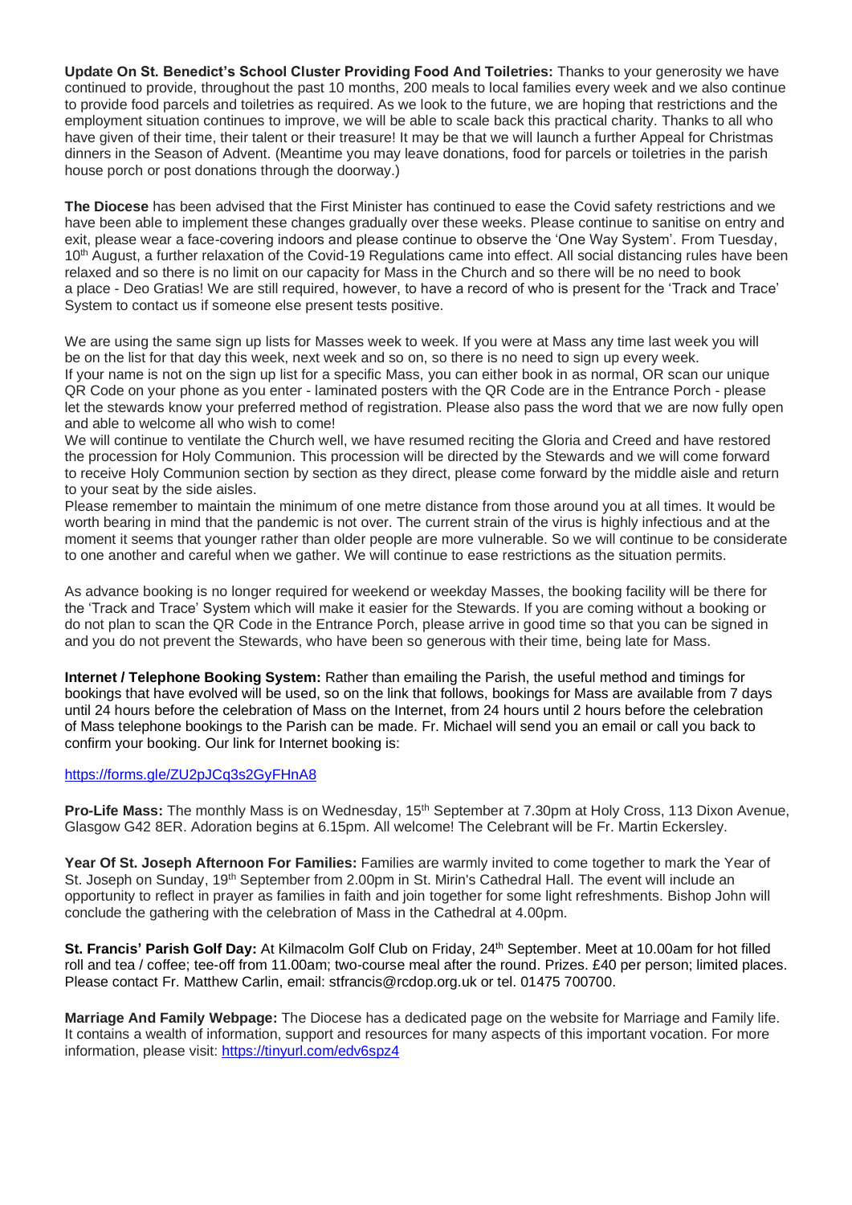**Update On St. Benedict's School Cluster Providing Food And Toiletries:** Thanks to your generosity we have continued to provide, throughout the past 10 months, 200 meals to local families every week and we also continue to provide food parcels and toiletries as required. As we look to the future, we are hoping that restrictions and the employment situation continues to improve, we will be able to scale back this practical charity. Thanks to all who have given of their time, their talent or their treasure! It may be that we will launch a further Appeal for Christmas dinners in the Season of Advent. (Meantime you may leave donations, food for parcels or toiletries in the parish house porch or post donations through the doorway.)

**The Diocese** has been advised that the First Minister has continued to ease the Covid safety restrictions and we have been able to implement these changes gradually over these weeks. Please continue to sanitise on entry and exit, please wear a face-covering indoors and please continue to observe the 'One Way System'. From Tuesday, 10th August, a further relaxation of the Covid-19 Regulations came into effect. All social distancing rules have been relaxed and so there is no limit on our capacity for Mass in the Church and so there will be no need to book a place - Deo Gratias! We are still required, however, to have a record of who is present for the 'Track and Trace' System to contact us if someone else present tests positive.

We are using the same sign up lists for Masses week to week. If you were at Mass any time last week you will be on the list for that day this week, next week and so on, so there is no need to sign up every week.
If your name is not on the sign up list for a specific Mass, you can either book in as normal, OR scan our unique QR Code on your phone as you enter - laminated posters with the QR Code are in the Entrance Porch - please let the stewards know your preferred method of registration. Please also pass the word that we are now fully open and able to welcome all who wish to come!
We will continue to ventilate the Church well, we have resumed reciting the Gloria and Creed and have restored the procession for Holy Communion. This procession will be directed by the Stewards and we will come forward to receive Holy Communion section by section as they direct, please come forward by the middle aisle and return to your seat by the side aisles.
Please remember to maintain the minimum of one metre distance from those around you at all times. It would be worth bearing in mind that the pandemic is not over. The current strain of the virus is highly infectious and at the moment it seems that younger rather than older people are more vulnerable. So we will continue to be considerate to one another and careful when we gather. We will continue to ease restrictions as the situation permits.

As advance booking is no longer required for weekend or weekday Masses, the booking facility will be there for the 'Track and Trace' System which will make it easier for the Stewards. If you are coming without a booking or do not plan to scan the QR Code in the Entrance Porch, please arrive in good time so that you can be signed in and you do not prevent the Stewards, who have been so generous with their time, being late for Mass.

**Internet / Telephone Booking System:** Rather than emailing the Parish, the useful method and timings for bookings that have evolved will be used, so on the link that follows, bookings for Mass are available from 7 days until 24 hours before the celebration of Mass on the Internet, from 24 hours until 2 hours before the celebration of Mass telephone bookings to the Parish can be made. Fr. Michael will send you an email or call you back to confirm your booking. Our link for Internet booking is:

https://forms.gle/ZU2pJCq3s2GyFHnA8

**Pro-Life Mass:** The monthly Mass is on Wednesday, 15th September at 7.30pm at Holy Cross, 113 Dixon Avenue, Glasgow G42 8ER. Adoration begins at 6.15pm. All welcome! The Celebrant will be Fr. Martin Eckersley.

**Year Of St. Joseph Afternoon For Families:** Families are warmly invited to come together to mark the Year of St. Joseph on Sunday, 19th September from 2.00pm in St. Mirin's Cathedral Hall. The event will include an opportunity to reflect in prayer as families in faith and join together for some light refreshments. Bishop John will conclude the gathering with the celebration of Mass in the Cathedral at 4.00pm.

**St. Francis' Parish Golf Day:** At Kilmacolm Golf Club on Friday, 24th September. Meet at 10.00am for hot filled roll and tea / coffee; tee-off from 11.00am; two-course meal after the round. Prizes. £40 per person; limited places. Please contact Fr. Matthew Carlin, email: stfrancis@rcdop.org.uk or tel. 01475 700700.

**Marriage And Family Webpage:** The Diocese has a dedicated page on the website for Marriage and Family life. It contains a wealth of information, support and resources for many aspects of this important vocation. For more information, please visit: https://tinyurl.com/edv6spz4